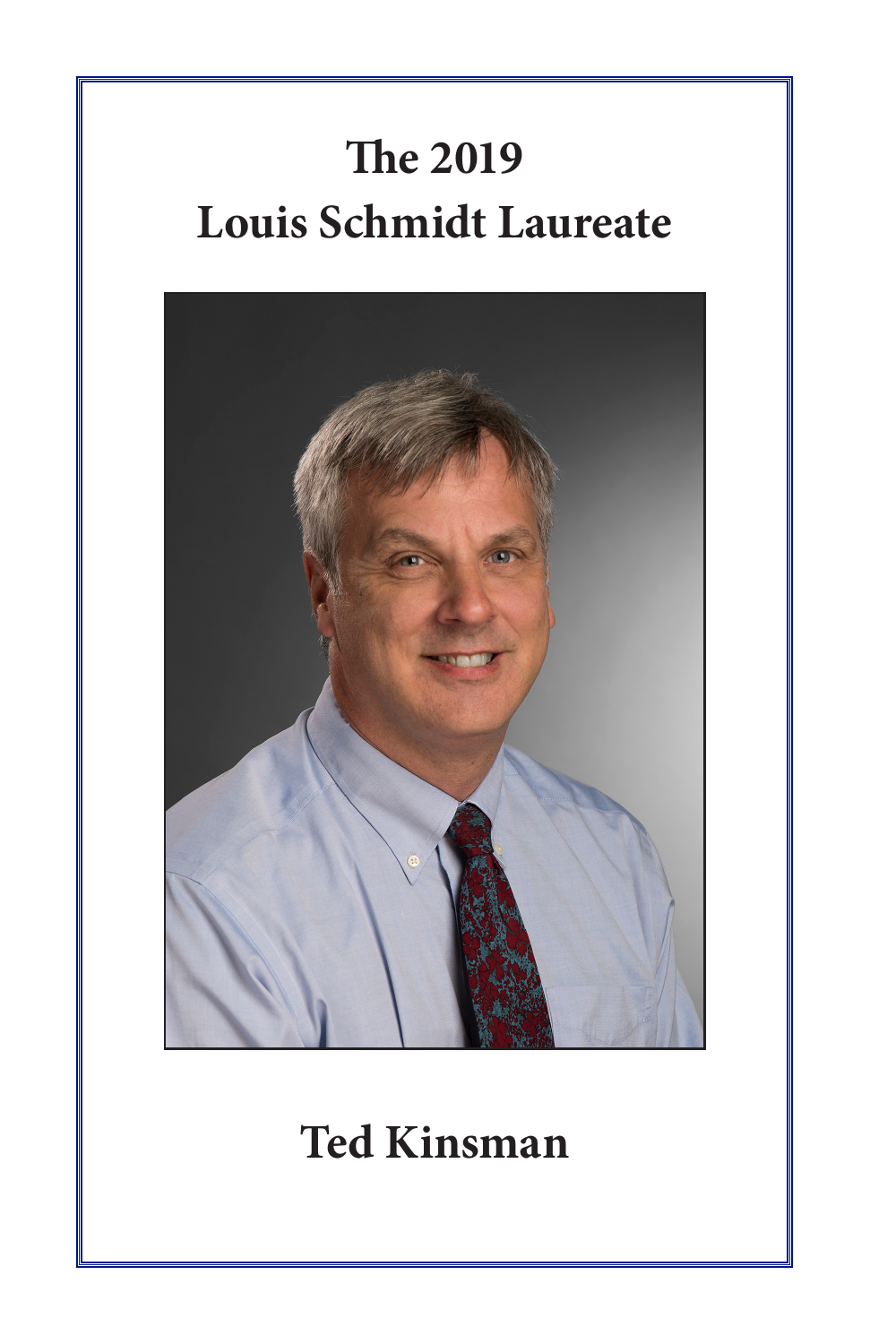# The 2019 Louis Schmidt Laureate

## Ted Kinsman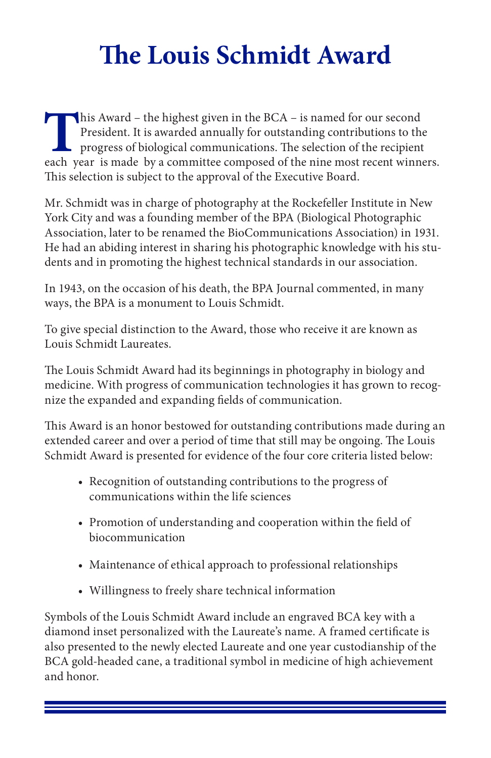# The Louis Schmidt Award

This Award – the highest given in the BCA – is named for our second President. It is awarded annually for outstanding contributions to the progress of biological communications. The selection of the recipient each year is made by a committee composed of the nine most recent winners. This selection is subject to the approval of the Executive Board.

Mr. Schmidt was in charge of photography at the Rockefeller Institute in New York City and was a founding member of the BPA (Biological Photographic Association, later to be renamed the BioCommunications Association) in 1931. He had an abiding interest in sharing his photographic knowledge with his students and in promoting the highest technical standards in our association.

In 1943, on the occasion of his death, the BPA Journal commented, in many ways, the BPA is a monument to Louis Schmidt.

To give special distinction to the Award, those who receive it are known as Louis Schmidt Laureates.

The Louis Schmidt Award had its beginnings in photography in biology and medicine. With progress of communication technologies it has grown to recognize the expanded and expanding fields of communication.

This Award is an honor bestowed for outstanding contributions made during an extended career and over a period of time that still may be ongoing. The Louis Schmidt Award is presented for evidence of the four core criteria listed below:

- Recognition of outstanding contributions to the progress of communications within the life sciences
- Promotion of understanding and cooperation within the field of biocommunication
- Maintenance of ethical approach to professional relationships
- Willingness to freely share technical information

Symbols of the Louis Schmidt Award include an engraved BCA key with a diamond inset personalized with the Laureate's name. A framed certificate is also presented to the newly elected Laureate and one year custodianship of the BCA gold-headed cane, a traditional symbol in medicine of high achievement and honor.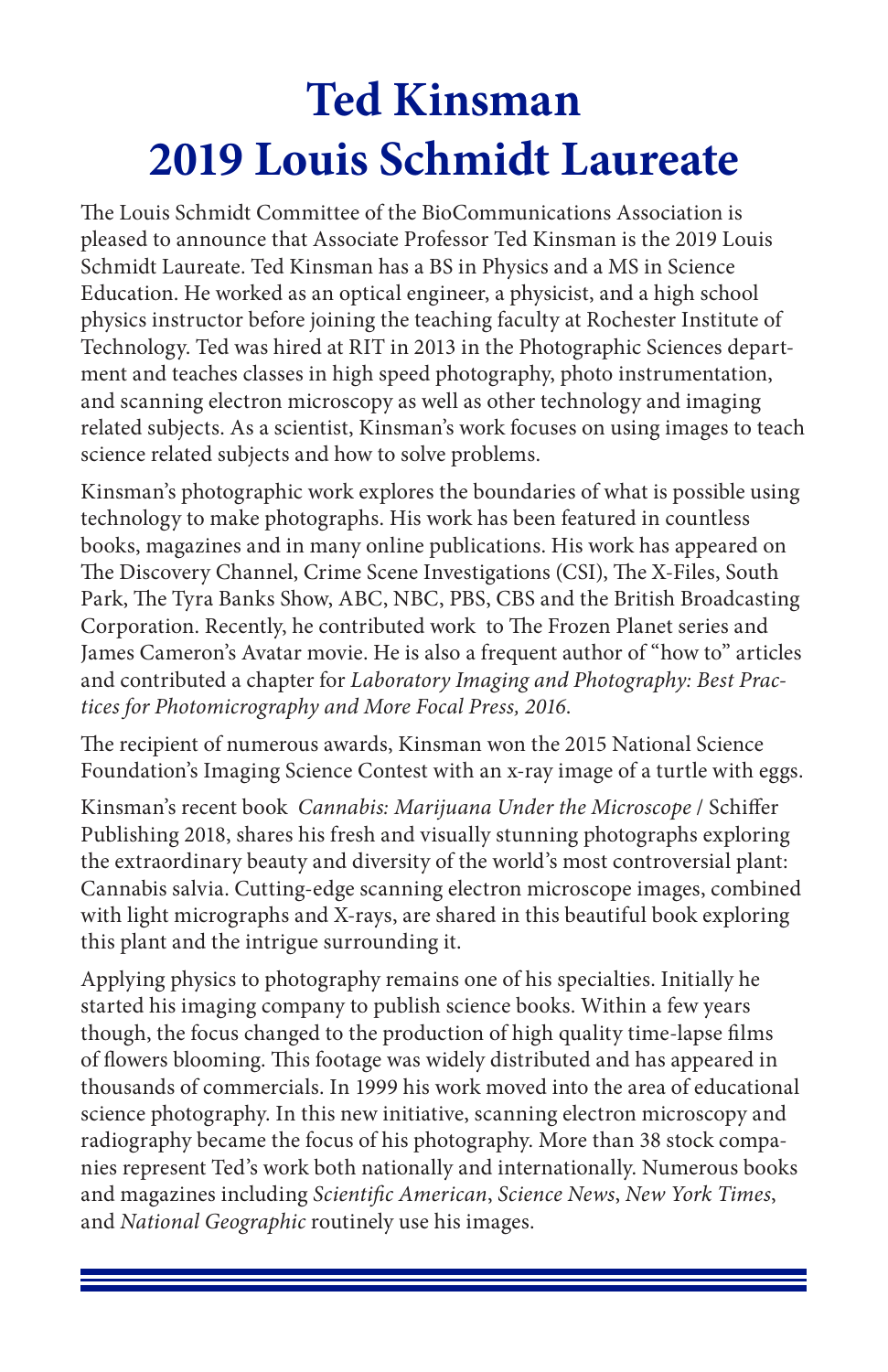# Ted Kinsman
# 2019 Louis Schmidt Laureate

The Louis Schmidt Committee of the BioCommunications Association is pleased to announce that Associate Professor Ted Kinsman is the 2019 Louis Schmidt Laureate. Ted Kinsman has a BS in Physics and a MS in Science Education. He worked as an optical engineer, a physicist, and a high school physics instructor before joining the teaching faculty at Rochester Institute of Technology. Ted was hired at RIT in 2013 in the Photographic Sciences department and teaches classes in high speed photography, photo instrumentation, and scanning electron microscopy as well as other technology and imaging related subjects. As a scientist, Kinsman's work focuses on using images to teach science related subjects and how to solve problems.

Kinsman's photographic work explores the boundaries of what is possible using technology to make photographs. His work has been featured in countless books, magazines and in many online publications. His work has appeared on The Discovery Channel, Crime Scene Investigations (CSI), The X-Files, South Park, The Tyra Banks Show, ABC, NBC, PBS, CBS and the British Broadcasting Corporation. Recently, he contributed work to The Frozen Planet series and James Cameron's Avatar movie. He is also a frequent author of "how to" articles and contributed a chapter for *Laboratory Imaging and Photography: Best Practices for Photomicrography and More Focal Press, 2016*.

The recipient of numerous awards, Kinsman won the 2015 National Science Foundation's Imaging Science Contest with an x-ray image of a turtle with eggs.

Kinsman's recent book *Cannabis: Marijuana Under the Microscope* / Schiffer Publishing 2018, shares his fresh and visually stunning photographs exploring the extraordinary beauty and diversity of the world's most controversial plant: Cannabis salvia. Cutting-edge scanning electron microscope images, combined with light micrographs and X-rays, are shared in this beautiful book exploring this plant and the intrigue surrounding it.

Applying physics to photography remains one of his specialties. Initially he started his imaging company to publish science books. Within a few years though, the focus changed to the production of high quality time-lapse films of flowers blooming. This footage was widely distributed and has appeared in thousands of commercials. In 1999 his work moved into the area of educational science photography. In this new initiative, scanning electron microscopy and radiography became the focus of his photography. More than 38 stock companies represent Ted's work both nationally and internationally. Numerous books and magazines including *Scientific American*, *Science News*, *New York Times*, and *National Geographic* routinely use his images.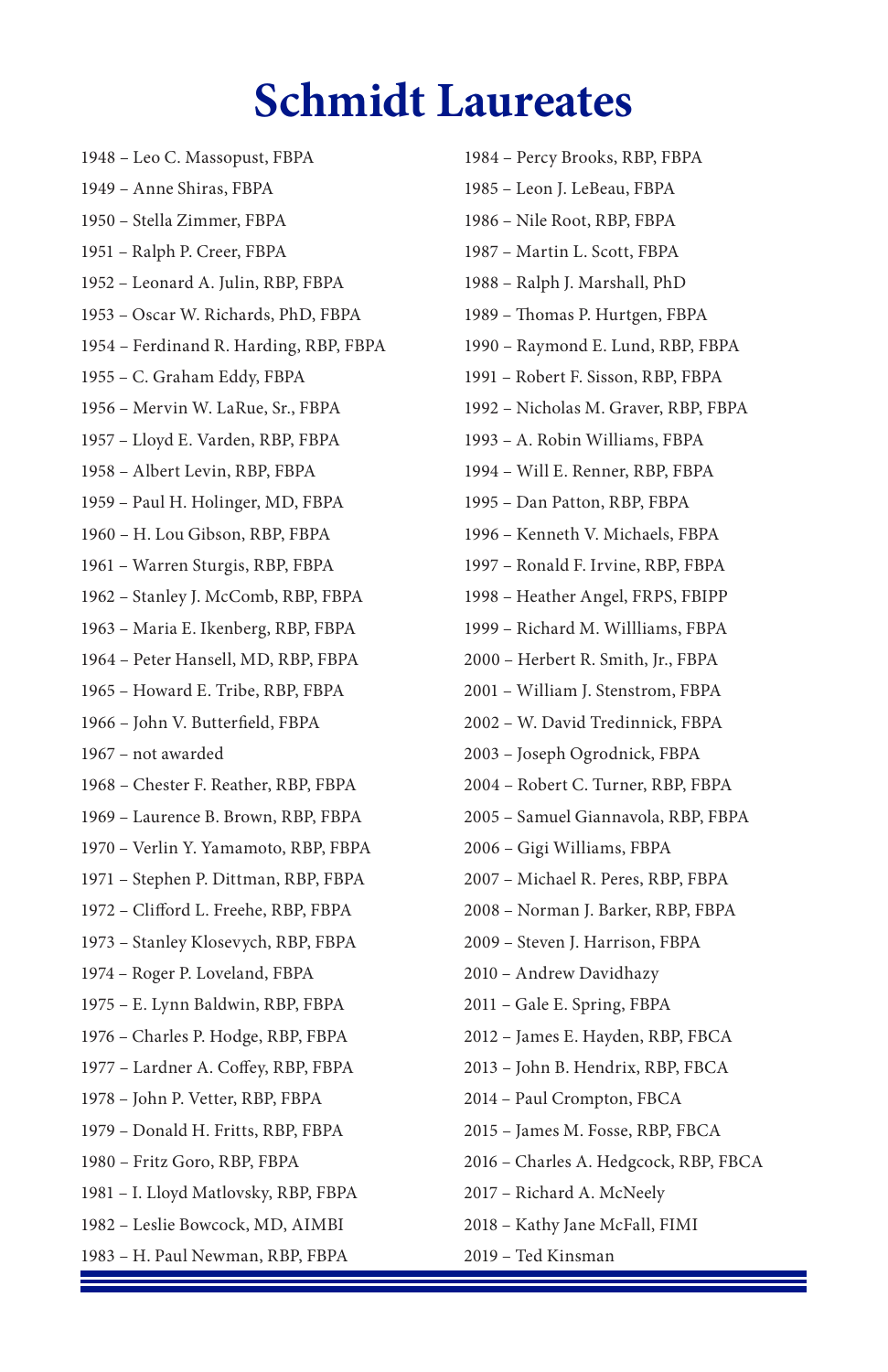# Schmidt Laureates

1948 – Leo C. Massopust, FBPA

1949 – Anne Shiras, FBPA

1950 – Stella Zimmer, FBPA

1951 – Ralph P. Creer, FBPA

1952 – Leonard A. Julin, RBP, FBPA

1953 – Oscar W. Richards, PhD, FBPA

1954 – Ferdinand R. Harding, RBP, FBPA

1955 – C. Graham Eddy, FBPA

1956 – Mervin W. LaRue, Sr., FBPA

1957 – Lloyd E. Varden, RBP, FBPA

1958 – Albert Levin, RBP, FBPA

1959 – Paul H. Holinger, MD, FBPA

1960 – H. Lou Gibson, RBP, FBPA

1961 – Warren Sturgis, RBP, FBPA

1962 – Stanley J. McComb, RBP, FBPA

1963 – Maria E. Ikenberg, RBP, FBPA

1964 – Peter Hansell, MD, RBP, FBPA

1965 – Howard E. Tribe, RBP, FBPA

1966 – John V. Butterfield, FBPA

1967 – not awarded

1968 – Chester F. Reather, RBP, FBPA

1969 – Laurence B. Brown, RBP, FBPA

1970 – Verlin Y. Yamamoto, RBP, FBPA

1971 – Stephen P. Dittman, RBP, FBPA

1972 – Clifford L. Freehe, RBP, FBPA

1973 – Stanley Klosevych, RBP, FBPA

1974 – Roger P. Loveland, FBPA

1975 – E. Lynn Baldwin, RBP, FBPA

1976 – Charles P. Hodge, RBP, FBPA

1977 – Lardner A. Coffey, RBP, FBPA

1978 – John P. Vetter, RBP, FBPA

1979 – Donald H. Fritts, RBP, FBPA

1980 – Fritz Goro, RBP, FBPA

1981 – I. Lloyd Matlovsky, RBP, FBPA

1982 – Leslie Bowcock, MD, AIMBI

1983 – H. Paul Newman, RBP, FBPA

1984 – Percy Brooks, RBP, FBPA

1985 – Leon J. LeBeau, FBPA

1986 – Nile Root, RBP, FBPA

1987 – Martin L. Scott, FBPA

1988 – Ralph J. Marshall, PhD

1989 – Thomas P. Hurtgen, FBPA

1990 – Raymond E. Lund, RBP, FBPA

1991 – Robert F. Sisson, RBP, FBPA

1992 – Nicholas M. Graver, RBP, FBPA

1993 – A. Robin Williams, FBPA

1994 – Will E. Renner, RBP, FBPA

1995 – Dan Patton, RBP, FBPA

1996 – Kenneth V. Michaels, FBPA

1997 – Ronald F. Irvine, RBP, FBPA

1998 – Heather Angel, FRPS, FBIPP

1999 – Richard M. Willliams, FBPA

2000 – Herbert R. Smith, Jr., FBPA

2001 – William J. Stenstrom, FBPA

2002 – W. David Tredinnick, FBPA

2003 – Joseph Ogrodnick, FBPA

2004 – Robert C. Turner, RBP, FBPA

2005 – Samuel Giannavola, RBP, FBPA

2006 – Gigi Williams, FBPA

2007 – Michael R. Peres, RBP, FBPA

2008 – Norman J. Barker, RBP, FBPA

2009 – Steven J. Harrison, FBPA

2010 – Andrew Davidhazy

2011 – Gale E. Spring, FBPA

2012 – James E. Hayden, RBP, FBCA

2013 – John B. Hendrix, RBP, FBCA

2014 – Paul Crompton, FBCA

2015 – James M. Fosse, RBP, FBCA

2016 – Charles A. Hedgcock, RBP, FBCA

2017 – Richard A. McNeely

2018 – Kathy Jane McFall, FIMI

2019 – Ted Kinsman